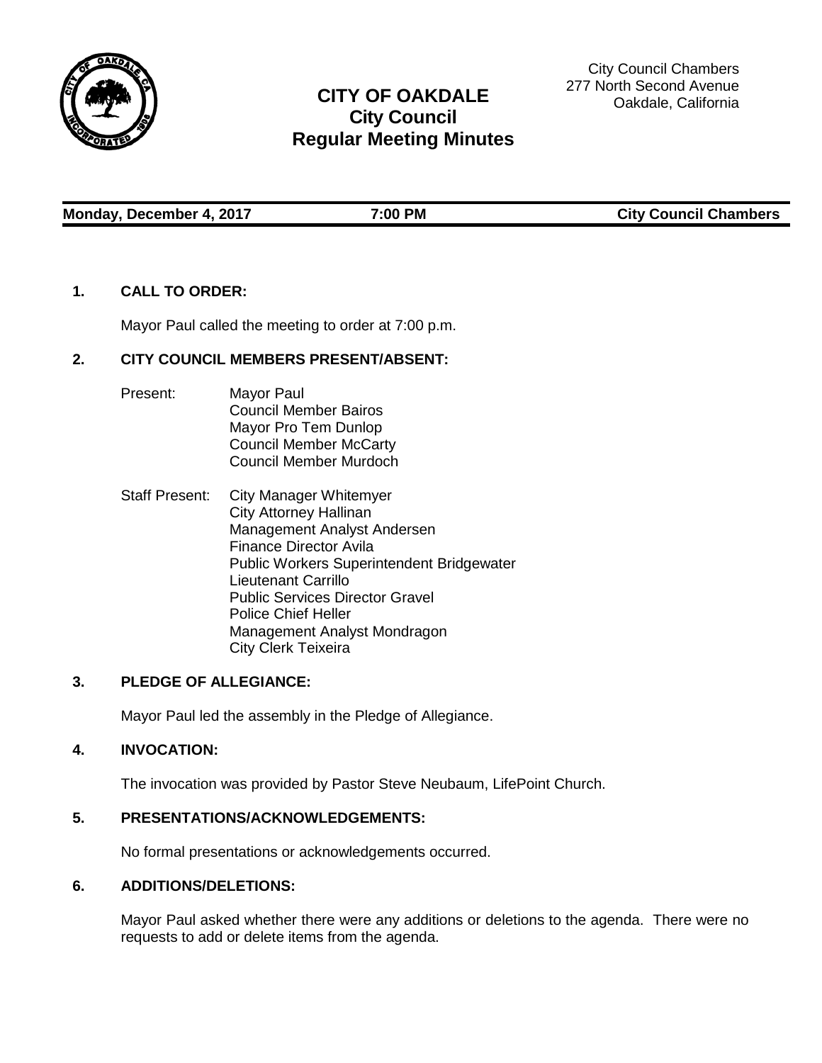# CITY OF OAKDALE
## City Council
## Regular Meeting Minutes

City Council Chambers
277 North Second Avenue
Oakdale, California

**Monday, December 4, 2017 | 7:00 PM | City Council Chambers**

**1. CALL TO ORDER:**

Mayor Paul called the meeting to order at 7:00 p.m.

**2. CITY COUNCIL MEMBERS PRESENT/ABSENT:**

Present:
- Mayor Paul
- Council Member Bairos
- Mayor Pro Tem Dunlop
- Council Member McCarty
- Council Member Murdoch

Staff Present:
- City Manager Whitemyer
- City Attorney Hallinan
- Management Analyst Andersen
- Finance Director Avila
- Public Workers Superintendent Bridgewater
- Lieutenant Carrillo
- Public Services Director Gravel
- Police Chief Heller
- Management Analyst Mondragon
- City Clerk Teixeira

**3. PLEDGE OF ALLEGIANCE:**

Mayor Paul led the assembly in the Pledge of Allegiance.

**4. INVOCATION:**

The invocation was provided by Pastor Steve Neubaum, LifePoint Church.

**5. PRESENTATIONS/ACKNOWLEDGEMENTS:**

No formal presentations or acknowledgements occurred.

**6. ADDITIONS/DELETIONS:**

Mayor Paul asked whether there were any additions or deletions to the agenda. There were no requests to add or delete items from the agenda.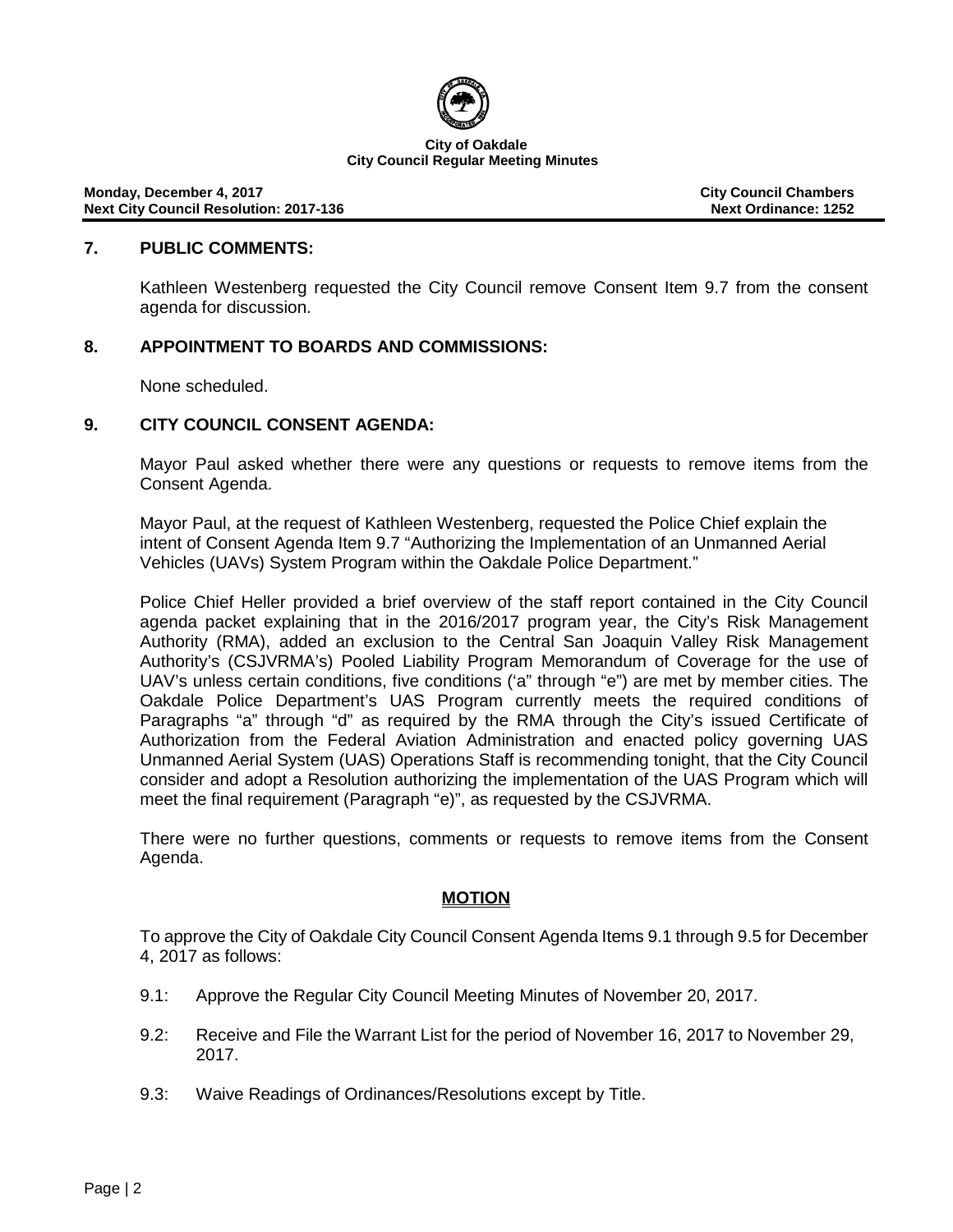**City of Oakdale**
**City Council Regular Meeting Minutes**

**Monday, December 4, 2017** — **City Council Chambers**
**Next City Council Resolution: 2017-136** — **Next Ordinance: 1252**

## 7. PUBLIC COMMENTS:

Kathleen Westenberg requested the City Council remove Consent Item 9.7 from the consent agenda for discussion.

## 8. APPOINTMENT TO BOARDS AND COMMISSIONS:

None scheduled.

## 9. CITY COUNCIL CONSENT AGENDA:

Mayor Paul asked whether there were any questions or requests to remove items from the Consent Agenda.

Mayor Paul, at the request of Kathleen Westenberg, requested the Police Chief explain the intent of Consent Agenda Item 9.7 "Authorizing the Implementation of an Unmanned Aerial Vehicles (UAVs) System Program within the Oakdale Police Department."

Police Chief Heller provided a brief overview of the staff report contained in the City Council agenda packet explaining that in the 2016/2017 program year, the City's Risk Management Authority (RMA), added an exclusion to the Central San Joaquin Valley Risk Management Authority's (CSJVRMA's) Pooled Liability Program Memorandum of Coverage for the use of UAV's unless certain conditions, five conditions ('a" through "e") are met by member cities. The Oakdale Police Department's UAS Program currently meets the required conditions of Paragraphs "a" through "d" as required by the RMA through the City's issued Certificate of Authorization from the Federal Aviation Administration and enacted policy governing UAS Unmanned Aerial System (UAS) Operations Staff is recommending tonight, that the City Council consider and adopt a Resolution authorizing the implementation of the UAS Program which will meet the final requirement (Paragraph "e)", as requested by the CSJVRMA.

There were no further questions, comments or requests to remove items from the Consent Agenda.

**MOTION**

To approve the City of Oakdale City Council Consent Agenda Items 9.1 through 9.5 for December 4, 2017 as follows:

- 9.1: Approve the Regular City Council Meeting Minutes of November 20, 2017.
- 9.2: Receive and File the Warrant List for the period of November 16, 2017 to November 29, 2017.
- 9.3: Waive Readings of Ordinances/Resolutions except by Title.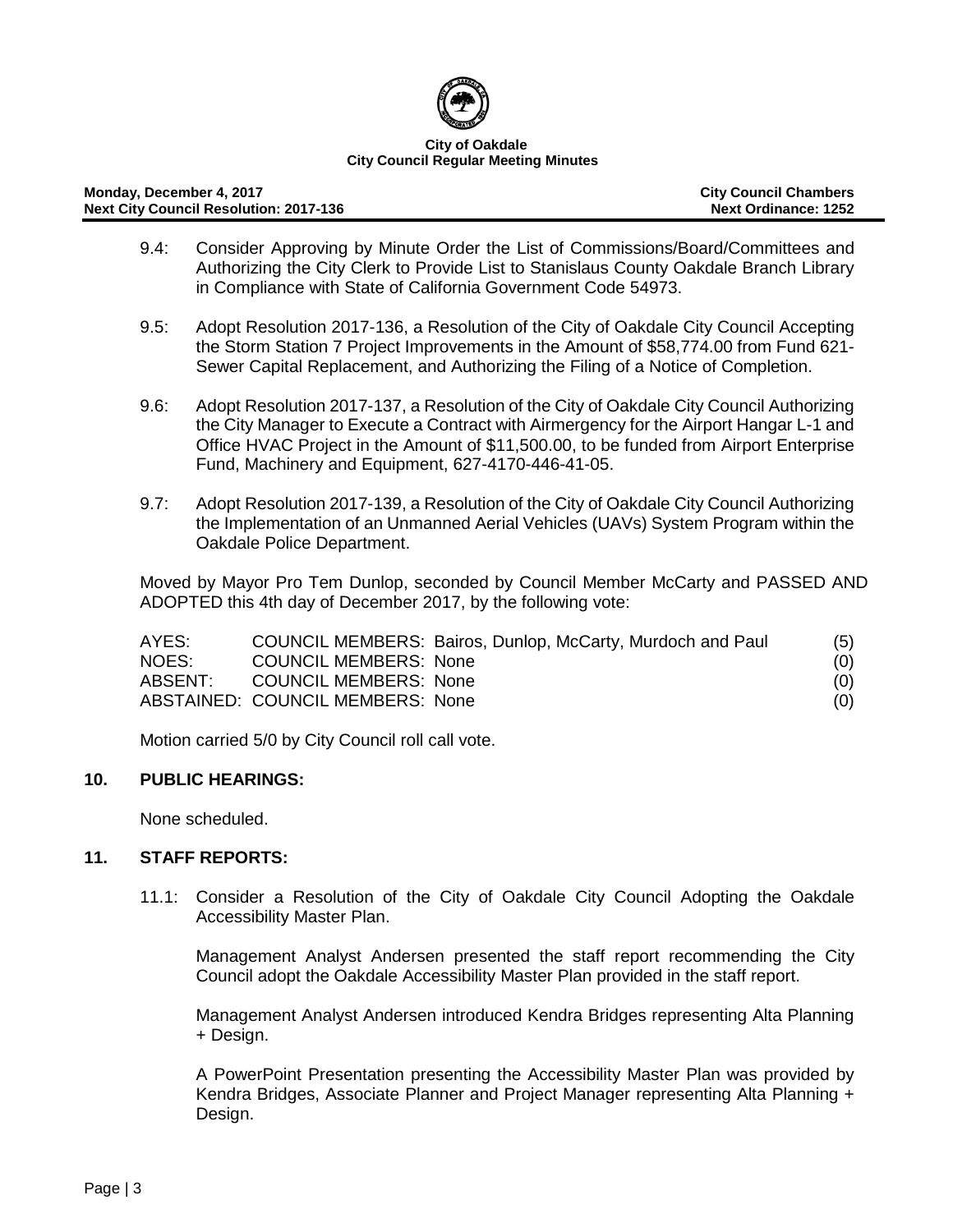**City of Oakdale**
**City Council Regular Meeting Minutes**

**Monday, December 4, 2017** | **City Council Chambers**
**Next City Council Resolution: 2017-136** | **Next Ordinance: 1252**

9.4: Consider Approving by Minute Order the List of Commissions/Board/Committees and Authorizing the City Clerk to Provide List to Stanislaus County Oakdale Branch Library in Compliance with State of California Government Code 54973.

9.5: Adopt Resolution 2017-136, a Resolution of the City of Oakdale City Council Accepting the Storm Station 7 Project Improvements in the Amount of $58,774.00 from Fund 621-Sewer Capital Replacement, and Authorizing the Filing of a Notice of Completion.

9.6: Adopt Resolution 2017-137, a Resolution of the City of Oakdale City Council Authorizing the City Manager to Execute a Contract with Airmergency for the Airport Hangar L-1 and Office HVAC Project in the Amount of $11,500.00, to be funded from Airport Enterprise Fund, Machinery and Equipment, 627-4170-446-41-05.

9.7: Adopt Resolution 2017-139, a Resolution of the City of Oakdale City Council Authorizing the Implementation of an Unmanned Aerial Vehicles (UAVs) System Program within the Oakdale Police Department.

Moved by Mayor Pro Tem Dunlop, seconded by Council Member McCarty and PASSED AND ADOPTED this 4th day of December 2017, by the following vote:

| | | |
|---|---|---|
| AYES: | COUNCIL MEMBERS: Bairos, Dunlop, McCarty, Murdoch and Paul | (5) |
| NOES: | COUNCIL MEMBERS: None | (0) |
| ABSENT: | COUNCIL MEMBERS: None | (0) |
| ABSTAINED: | COUNCIL MEMBERS: None | (0) |

Motion carried 5/0 by City Council roll call vote.

## 10. PUBLIC HEARINGS:

None scheduled.

## 11. STAFF REPORTS:

11.1: Consider a Resolution of the City of Oakdale City Council Adopting the Oakdale Accessibility Master Plan.

Management Analyst Andersen presented the staff report recommending the City Council adopt the Oakdale Accessibility Master Plan provided in the staff report.

Management Analyst Andersen introduced Kendra Bridges representing Alta Planning + Design.

A PowerPoint Presentation presenting the Accessibility Master Plan was provided by Kendra Bridges, Associate Planner and Project Manager representing Alta Planning + Design.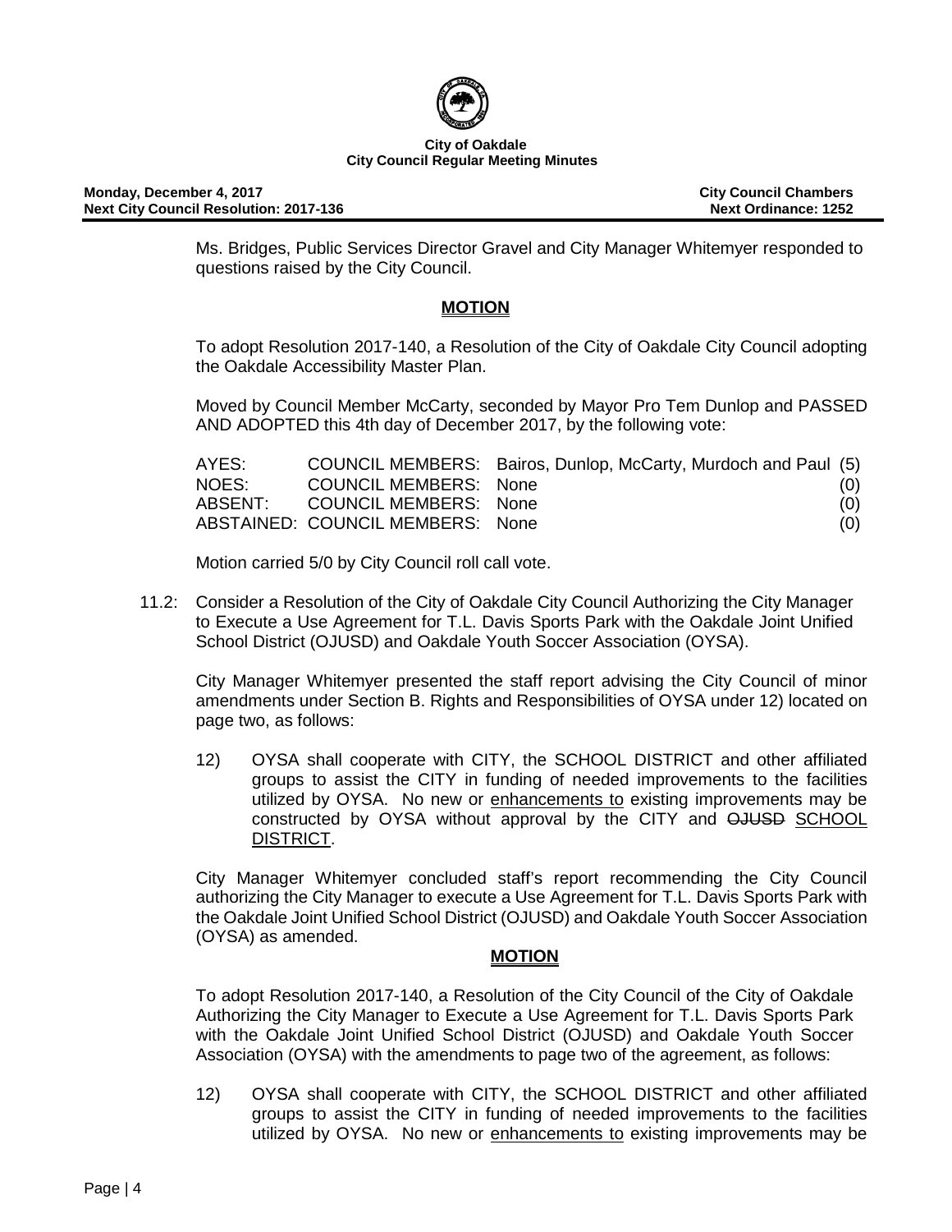Ms. Bridges, Public Services Director Gravel and City Manager Whitemyer responded to questions raised by the City Council.

**MOTION**

To adopt Resolution 2017-140, a Resolution of the City of Oakdale City Council adopting the Oakdale Accessibility Master Plan.

Moved by Council Member McCarty, seconded by Mayor Pro Tem Dunlop and PASSED AND ADOPTED this 4th day of December 2017, by the following vote:

| | | | |
|---|---|---|---|
| AYES: | COUNCIL MEMBERS: | Bairos, Dunlop, McCarty, Murdoch and Paul | (5) |
| NOES: | COUNCIL MEMBERS: | None | (0) |
| ABSENT: | COUNCIL MEMBERS: | None | (0) |
| ABSTAINED: | COUNCIL MEMBERS: | None | (0) |

Motion carried 5/0 by City Council roll call vote.

11.2: Consider a Resolution of the City of Oakdale City Council Authorizing the City Manager to Execute a Use Agreement for T.L. Davis Sports Park with the Oakdale Joint Unified School District (OJUSD) and Oakdale Youth Soccer Association (OYSA).

City Manager Whitemyer presented the staff report advising the City Council of minor amendments under Section B. Rights and Responsibilities of OYSA under 12) located on page two, as follows:

12) OYSA shall cooperate with CITY, the SCHOOL DISTRICT and other affiliated groups to assist the CITY in funding of needed improvements to the facilities utilized by OYSA. No new or <u>enhancements to</u> existing improvements may be constructed by OYSA without approval by the CITY and ~~OJUSD~~ <u>SCHOOL DISTRICT</u>.

City Manager Whitemyer concluded staff's report recommending the City Council authorizing the City Manager to execute a Use Agreement for T.L. Davis Sports Park with the Oakdale Joint Unified School District (OJUSD) and Oakdale Youth Soccer Association (OYSA) as amended.

**MOTION**

To adopt Resolution 2017-140, a Resolution of the City Council of the City of Oakdale Authorizing the City Manager to Execute a Use Agreement for T.L. Davis Sports Park with the Oakdale Joint Unified School District (OJUSD) and Oakdale Youth Soccer Association (OYSA) with the amendments to page two of the agreement, as follows:

12) OYSA shall cooperate with CITY, the SCHOOL DISTRICT and other affiliated groups to assist the CITY in funding of needed improvements to the facilities utilized by OYSA. No new or <u>enhancements to</u> existing improvements may be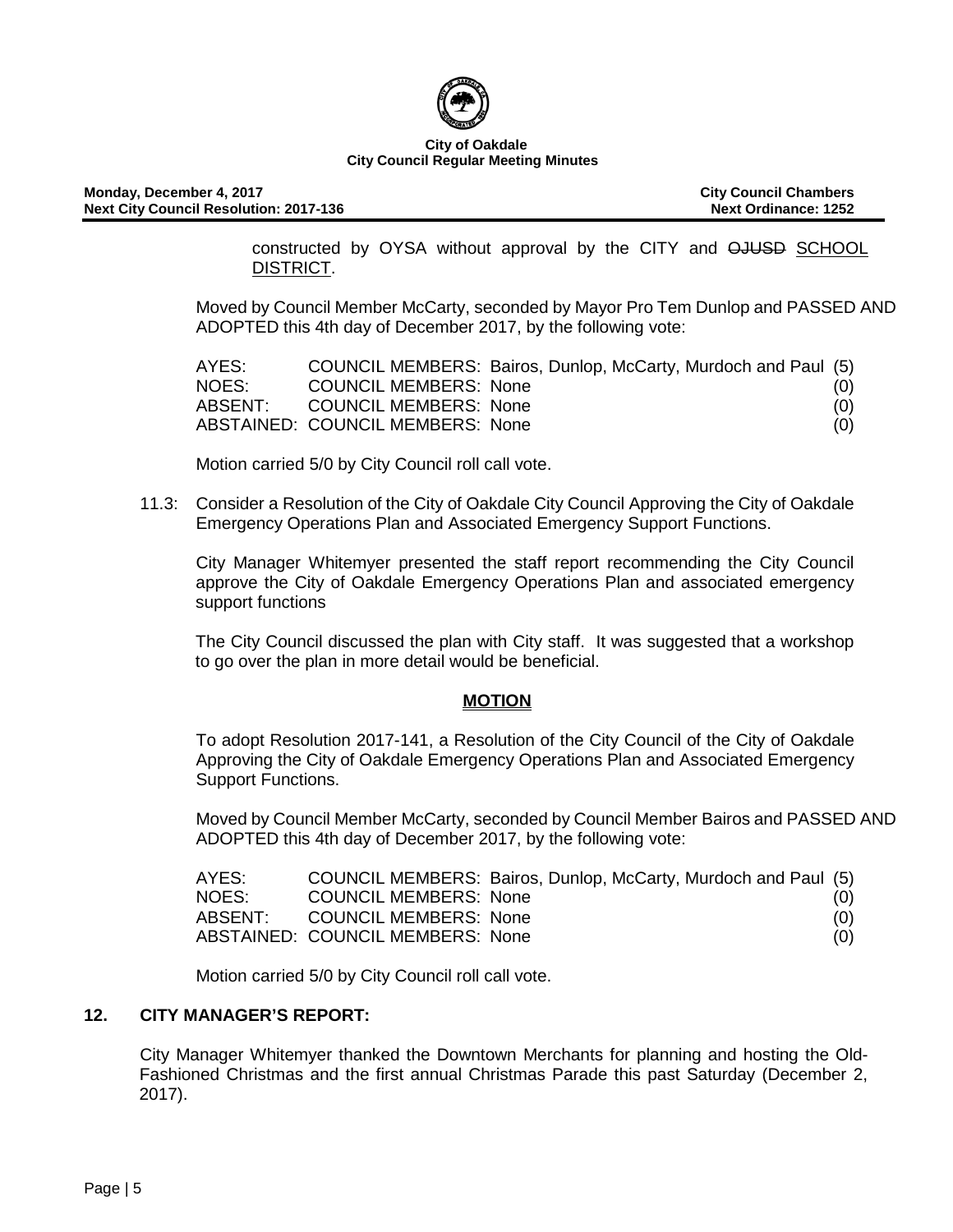constructed by OYSA without approval by the CITY and ~~OJUSD~~ SCHOOL DISTRICT.

Moved by Council Member McCarty, seconded by Mayor Pro Tem Dunlop and PASSED AND ADOPTED this 4th day of December 2017, by the following vote:

| | | |
|---|---|---|
| AYES: | COUNCIL MEMBERS: Bairos, Dunlop, McCarty, Murdoch and Paul | (5) |
| NOES: | COUNCIL MEMBERS: None | (0) |
| ABSENT: | COUNCIL MEMBERS: None | (0) |
| ABSTAINED: | COUNCIL MEMBERS: None | (0) |

Motion carried 5/0 by City Council roll call vote.

11.3: Consider a Resolution of the City of Oakdale City Council Approving the City of Oakdale Emergency Operations Plan and Associated Emergency Support Functions.

City Manager Whitemyer presented the staff report recommending the City Council approve the City of Oakdale Emergency Operations Plan and associated emergency support functions

The City Council discussed the plan with City staff. It was suggested that a workshop to go over the plan in more detail would be beneficial.

**MOTION**

To adopt Resolution 2017-141, a Resolution of the City Council of the City of Oakdale Approving the City of Oakdale Emergency Operations Plan and Associated Emergency Support Functions.

Moved by Council Member McCarty, seconded by Council Member Bairos and PASSED AND ADOPTED this 4th day of December 2017, by the following vote:

| | | |
|---|---|---|
| AYES: | COUNCIL MEMBERS: Bairos, Dunlop, McCarty, Murdoch and Paul | (5) |
| NOES: | COUNCIL MEMBERS: None | (0) |
| ABSENT: | COUNCIL MEMBERS: None | (0) |
| ABSTAINED: | COUNCIL MEMBERS: None | (0) |

Motion carried 5/0 by City Council roll call vote.

## 12. CITY MANAGER'S REPORT:

City Manager Whitemyer thanked the Downtown Merchants for planning and hosting the Old-Fashioned Christmas and the first annual Christmas Parade this past Saturday (December 2, 2017).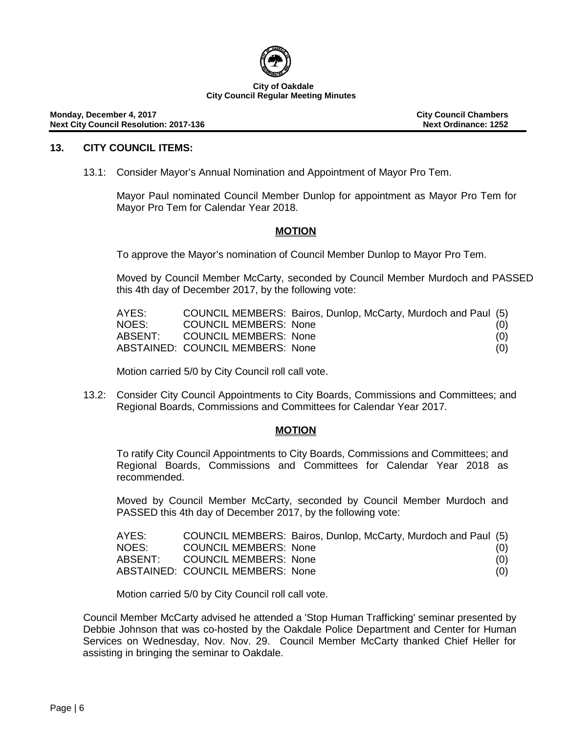**City of Oakdale**
**City Council Regular Meeting Minutes**

**Monday, December 4, 2017** | **City Council Chambers**
**Next City Council Resolution: 2017-136** | **Next Ordinance: 1252**

## 13. CITY COUNCIL ITEMS:

13.1: Consider Mayor's Annual Nomination and Appointment of Mayor Pro Tem.

Mayor Paul nominated Council Member Dunlop for appointment as Mayor Pro Tem for Mayor Pro Tem for Calendar Year 2018.

**MOTION**

To approve the Mayor's nomination of Council Member Dunlop to Mayor Pro Tem.

Moved by Council Member McCarty, seconded by Council Member Murdoch and PASSED this 4th day of December 2017, by the following vote:

| | | |
|---|---|---|
| AYES: | COUNCIL MEMBERS: Bairos, Dunlop, McCarty, Murdoch and Paul | (5) |
| NOES: | COUNCIL MEMBERS: None | (0) |
| ABSENT: | COUNCIL MEMBERS: None | (0) |
| ABSTAINED: | COUNCIL MEMBERS: None | (0) |

Motion carried 5/0 by City Council roll call vote.

13.2: Consider City Council Appointments to City Boards, Commissions and Committees; and Regional Boards, Commissions and Committees for Calendar Year 2017.

**MOTION**

To ratify City Council Appointments to City Boards, Commissions and Committees; and Regional Boards, Commissions and Committees for Calendar Year 2018 as recommended.

Moved by Council Member McCarty, seconded by Council Member Murdoch and PASSED this 4th day of December 2017, by the following vote:

| | | |
|---|---|---|
| AYES: | COUNCIL MEMBERS: Bairos, Dunlop, McCarty, Murdoch and Paul | (5) |
| NOES: | COUNCIL MEMBERS: None | (0) |
| ABSENT: | COUNCIL MEMBERS: None | (0) |
| ABSTAINED: | COUNCIL MEMBERS: None | (0) |

Motion carried 5/0 by City Council roll call vote.

Council Member McCarty advised he attended a 'Stop Human Trafficking' seminar presented by Debbie Johnson that was co-hosted by the Oakdale Police Department and Center for Human Services on Wednesday, Nov. Nov. 29. Council Member McCarty thanked Chief Heller for assisting in bringing the seminar to Oakdale.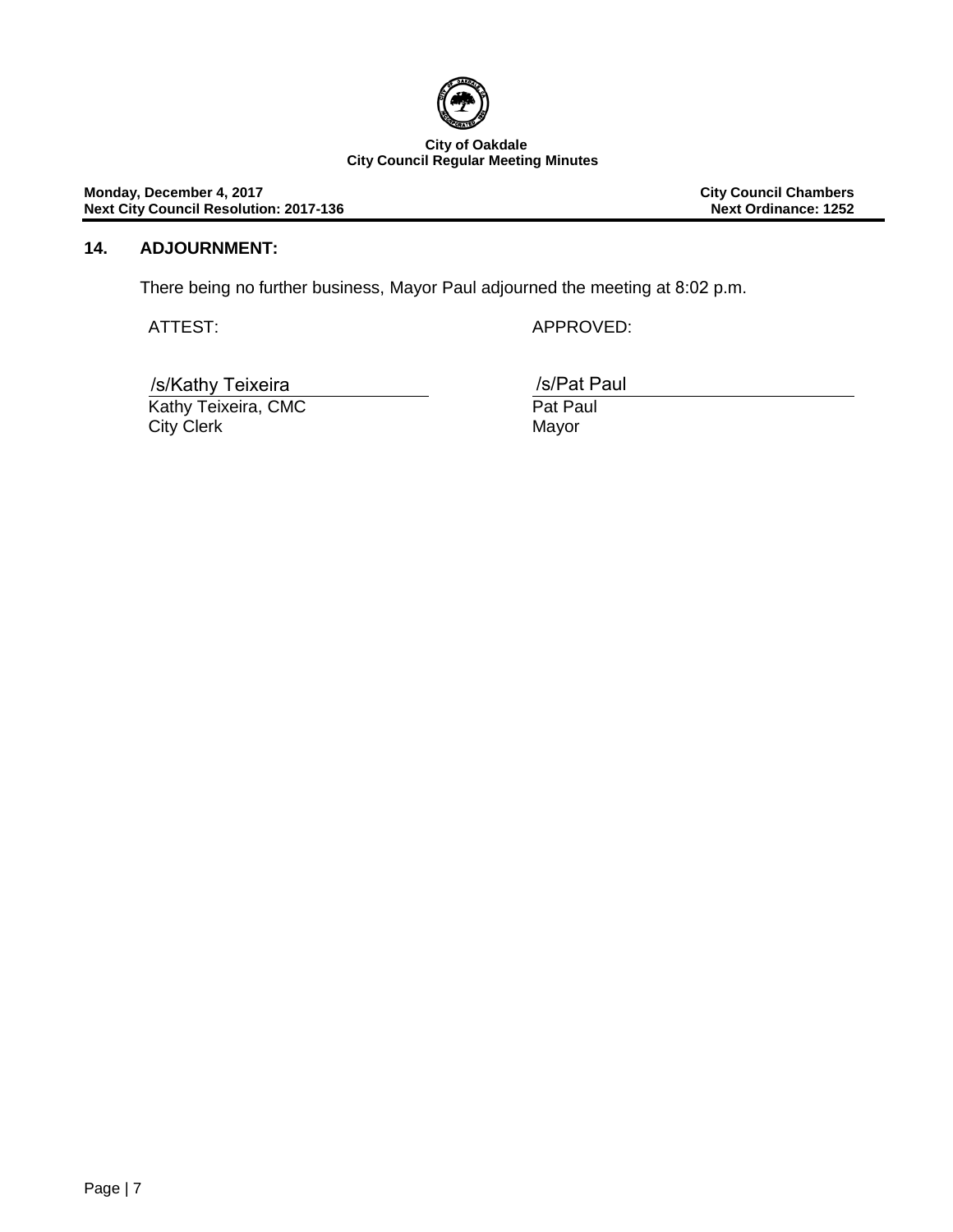**City of Oakdale**
**City Council Regular Meeting Minutes**

**Monday, December 4, 2017** — **City Council Chambers**
**Next City Council Resolution: 2017-136** — **Next Ordinance: 1252**

## 14. ADJOURNMENT:

There being no further business, Mayor Paul adjourned the meeting at 8:02 p.m.

| | |
|---|---|
| ATTEST: | APPROVED: |
| /s/Kathy Teixeira | /s/Pat Paul |
| Kathy Teixeira, CMC | Pat Paul |
| City Clerk | Mayor |